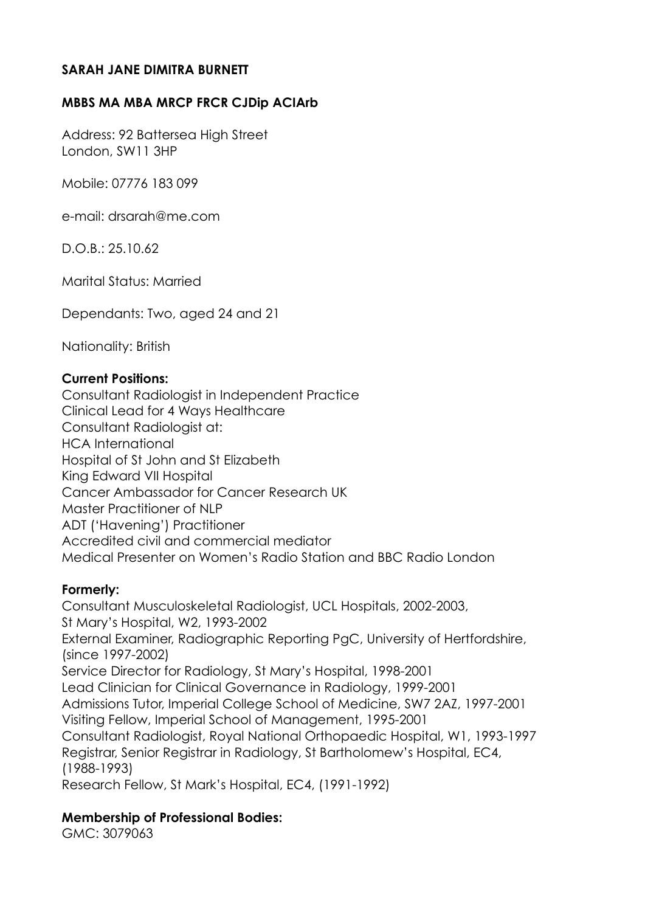**SARAH JANE DIMITRA BURNETT**

**MBBS MA MBA MRCP FRCR CJDip ACIArb**

Address: 92 Battersea High Street
London, SW11 3HP

Mobile: 07776 183 099

e-mail: drsarah@me.com

D.O.B.: 25.10.62

Marital Status: Married

Dependants: Two, aged 24 and 21

Nationality: British

**Current Positions:**
Consultant Radiologist in Independent Practice
Clinical Lead for 4 Ways Healthcare
Consultant Radiologist at:
HCA International
Hospital of St John and St Elizabeth
King Edward VII Hospital
Cancer Ambassador for Cancer Research UK
Master Practitioner of NLP
ADT ('Havening') Practitioner
Accredited civil and commercial mediator
Medical Presenter on Women's Radio Station and BBC Radio London

**Formerly:**
Consultant Musculoskeletal Radiologist, UCL Hospitals, 2002-2003,
St Mary's Hospital, W2, 1993-2002
External Examiner, Radiographic Reporting PgC, University of Hertfordshire, (since 1997-2002)
Service Director for Radiology, St Mary's Hospital, 1998-2001
Lead Clinician for Clinical Governance in Radiology, 1999-2001
Admissions Tutor, Imperial College School of Medicine, SW7 2AZ, 1997-2001
Visiting Fellow, Imperial School of Management, 1995-2001
Consultant Radiologist, Royal National Orthopaedic Hospital, W1, 1993-1997
Registrar, Senior Registrar in Radiology, St Bartholomew's Hospital, EC4, (1988-1993)
Research Fellow, St Mark's Hospital, EC4, (1991-1992)

**Membership of Professional Bodies:**
GMC: 3079063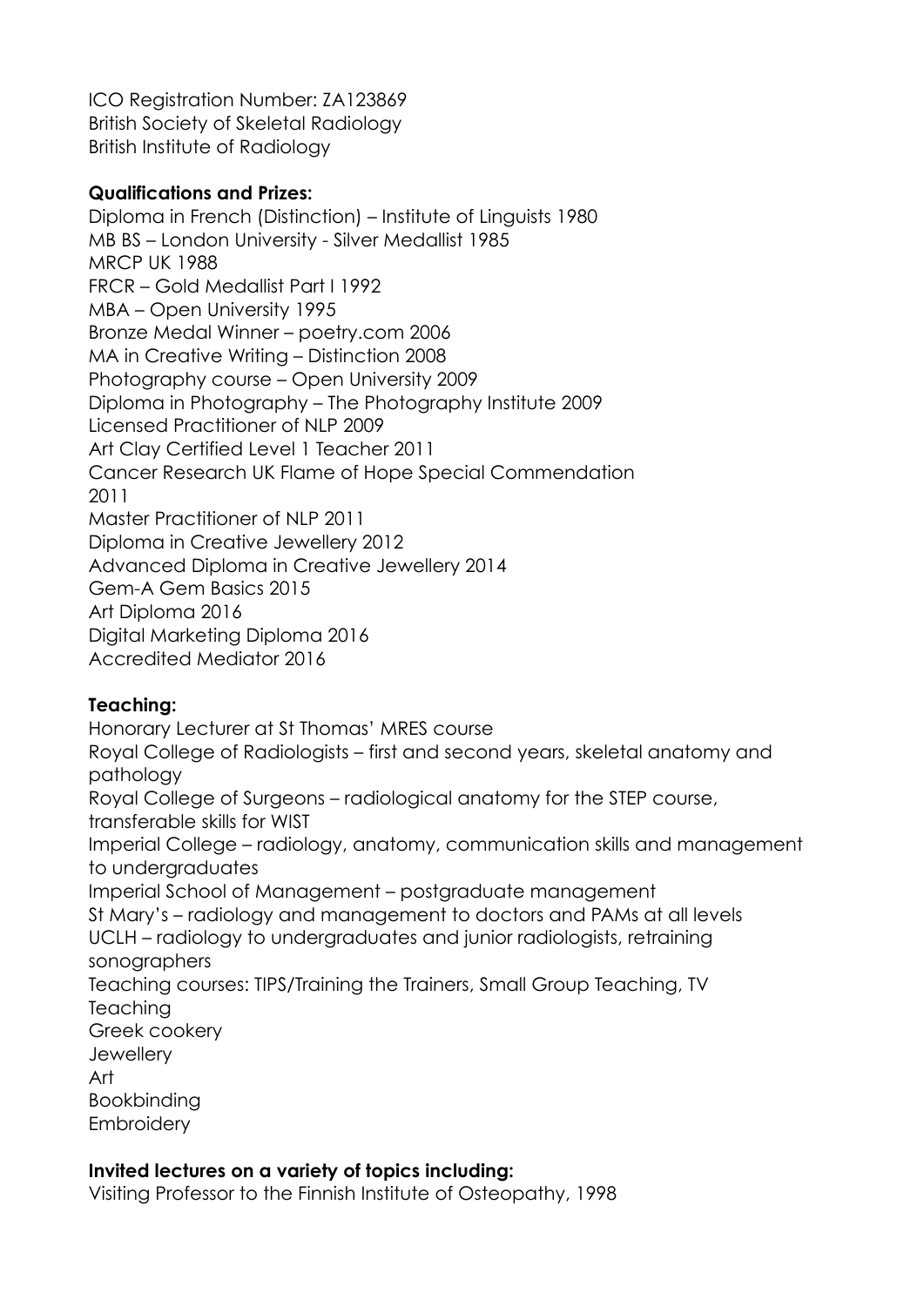ICO Registration Number: ZA123869
British Society of Skeletal Radiology
British Institute of Radiology

**Qualifications and Prizes:**

Diploma in French (Distinction) – Institute of Linguists 1980
MB BS – London University - Silver Medallist 1985
MRCP UK 1988
FRCR – Gold Medallist Part I 1992
MBA – Open University 1995
Bronze Medal Winner – poetry.com 2006
MA in Creative Writing – Distinction 2008
Photography course – Open University 2009
Diploma in Photography – The Photography Institute 2009
Licensed Practitioner of NLP 2009
Art Clay Certified Level 1 Teacher 2011
Cancer Research UK Flame of Hope Special Commendation 2011
Master Practitioner of NLP 2011
Diploma in Creative Jewellery 2012
Advanced Diploma in Creative Jewellery 2014
Gem-A Gem Basics 2015
Art Diploma 2016
Digital Marketing Diploma 2016
Accredited Mediator 2016

**Teaching:**

Honorary Lecturer at St Thomas' MRES course
Royal College of Radiologists – first and second years, skeletal anatomy and pathology
Royal College of Surgeons – radiological anatomy for the STEP course, transferable skills for WIST
Imperial College – radiology, anatomy, communication skills and management to undergraduates
Imperial School of Management – postgraduate management
St Mary's – radiology and management to doctors and PAMs at all levels
UCLH – radiology to undergraduates and junior radiologists, retraining sonographers
Teaching courses: TIPS/Training the Trainers, Small Group Teaching, TV Teaching
Greek cookery
Jewellery
Art
Bookbinding
Embroidery

**Invited lectures on a variety of topics including:**

Visiting Professor to the Finnish Institute of Osteopathy, 1998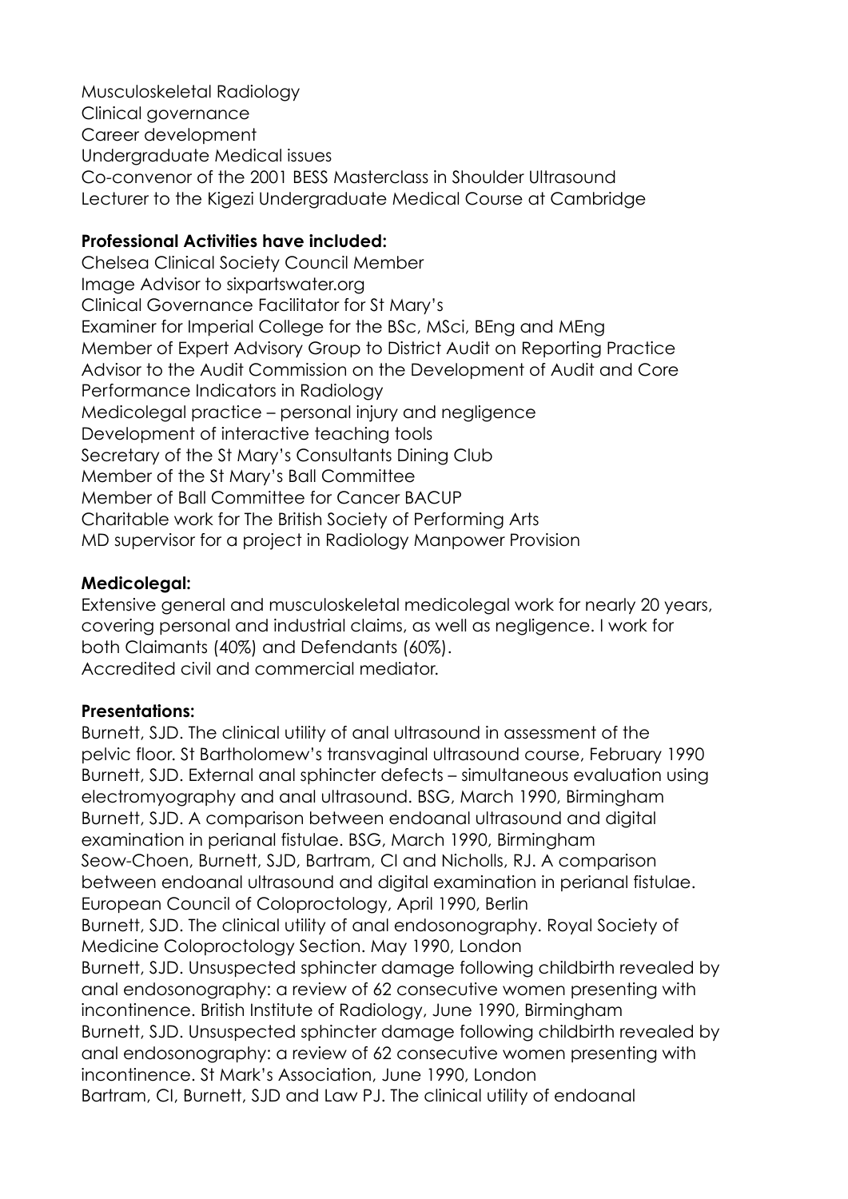Musculoskeletal Radiology
Clinical governance
Career development
Undergraduate Medical issues
Co-convenor of the 2001 BESS Masterclass in Shoulder Ultrasound
Lecturer to the Kigezi Undergraduate Medical Course at Cambridge

**Professional Activities have included:**

Chelsea Clinical Society Council Member
Image Advisor to sixpartswater.org
Clinical Governance Facilitator for St Mary's
Examiner for Imperial College for the BSc, MSci, BEng and MEng
Member of Expert Advisory Group to District Audit on Reporting Practice
Advisor to the Audit Commission on the Development of Audit and Core Performance Indicators in Radiology
Medicolegal practice – personal injury and negligence
Development of interactive teaching tools
Secretary of the St Mary's Consultants Dining Club
Member of the St Mary's Ball Committee
Member of Ball Committee for Cancer BACUP
Charitable work for The British Society of Performing Arts
MD supervisor for a project in Radiology Manpower Provision

**Medicolegal:**

Extensive general and musculoskeletal medicolegal work for nearly 20 years, covering personal and industrial claims, as well as negligence. I work for both Claimants (40%) and Defendants (60%).
Accredited civil and commercial mediator.

**Presentations:**

Burnett, SJD. The clinical utility of anal ultrasound in assessment of the pelvic floor. St Bartholomew's transvaginal ultrasound course, February 1990
Burnett, SJD. External anal sphincter defects – simultaneous evaluation using electromyography and anal ultrasound. BSG, March 1990, Birmingham
Burnett, SJD. A comparison between endoanal ultrasound and digital examination in perianal fistulae. BSG, March 1990, Birmingham
Seow-Choen, Burnett, SJD, Bartram, CI and Nicholls, RJ. A comparison between endoanal ultrasound and digital examination in perianal fistulae. European Council of Coloproctology, April 1990, Berlin
Burnett, SJD. The clinical utility of anal endosonography. Royal Society of Medicine Coloproctology Section. May 1990, London
Burnett, SJD. Unsuspected sphincter damage following childbirth revealed by anal endosonography: a review of 62 consecutive women presenting with incontinence. British Institute of Radiology, June 1990, Birmingham
Burnett, SJD. Unsuspected sphincter damage following childbirth revealed by anal endosonography: a review of 62 consecutive women presenting with incontinence. St Mark's Association, June 1990, London
Bartram, CI, Burnett, SJD and Law PJ. The clinical utility of endoanal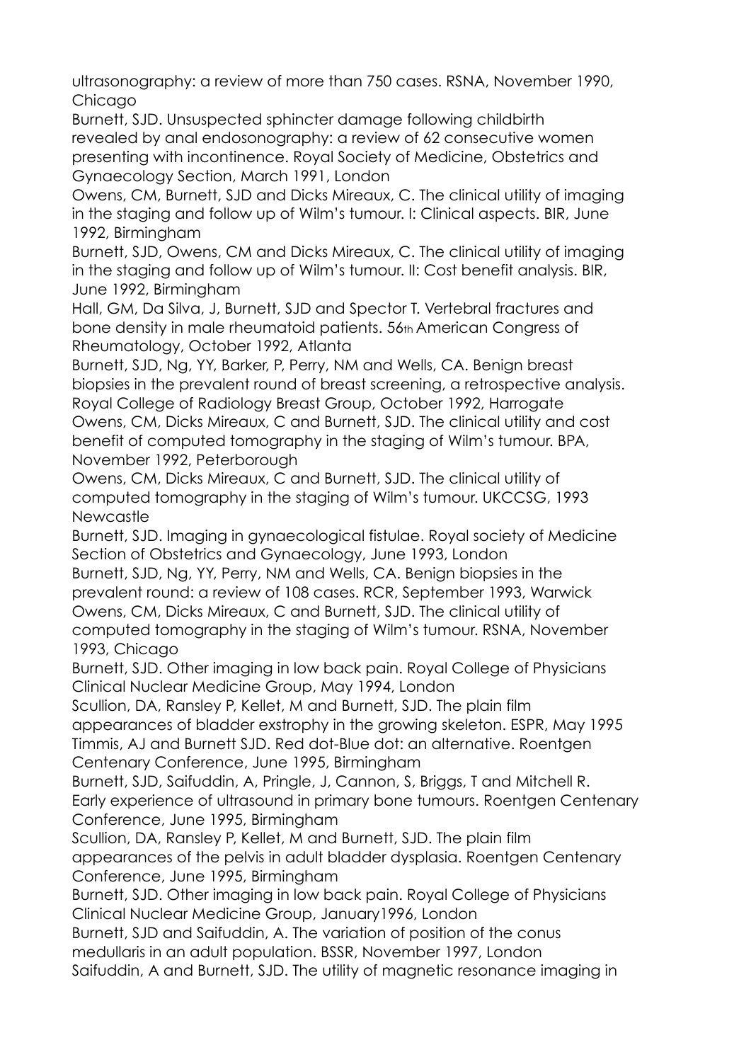ultrasonography: a review of more than 750 cases. RSNA, November 1990, Chicago

Burnett, SJD. Unsuspected sphincter damage following childbirth revealed by anal endosonography: a review of 62 consecutive women presenting with incontinence. Royal Society of Medicine, Obstetrics and Gynaecology Section, March 1991, London

Owens, CM, Burnett, SJD and Dicks Mireaux, C. The clinical utility of imaging in the staging and follow up of Wilm's tumour. I: Clinical aspects. BIR, June 1992, Birmingham

Burnett, SJD, Owens, CM and Dicks Mireaux, C. The clinical utility of imaging in the staging and follow up of Wilm's tumour. II: Cost benefit analysis. BIR, June 1992, Birmingham

Hall, GM, Da Silva, J, Burnett, SJD and Spector T. Vertebral fractures and bone density in male rheumatoid patients. 56th American Congress of Rheumatology, October 1992, Atlanta

Burnett, SJD, Ng, YY, Barker, P, Perry, NM and Wells, CA. Benign breast biopsies in the prevalent round of breast screening, a retrospective analysis. Royal College of Radiology Breast Group, October 1992, Harrogate

Owens, CM, Dicks Mireaux, C and Burnett, SJD. The clinical utility and cost benefit of computed tomography in the staging of Wilm's tumour. BPA, November 1992, Peterborough

Owens, CM, Dicks Mireaux, C and Burnett, SJD. The clinical utility of computed tomography in the staging of Wilm's tumour. UKCCSG, 1993 Newcastle

Burnett, SJD. Imaging in gynaecological fistulae. Royal society of Medicine Section of Obstetrics and Gynaecology, June 1993, London

Burnett, SJD, Ng, YY, Perry, NM and Wells, CA. Benign biopsies in the prevalent round: a review of 108 cases. RCR, September 1993, Warwick

Owens, CM, Dicks Mireaux, C and Burnett, SJD. The clinical utility of computed tomography in the staging of Wilm's tumour. RSNA, November 1993, Chicago

Burnett, SJD. Other imaging in low back pain. Royal College of Physicians Clinical Nuclear Medicine Group, May 1994, London

Scullion, DA, Ransley P, Kellet, M and Burnett, SJD. The plain film appearances of bladder exstrophy in the growing skeleton. ESPR, May 1995

Timmis, AJ and Burnett SJD. Red dot-Blue dot: an alternative. Roentgen Centenary Conference, June 1995, Birmingham

Burnett, SJD, Saifuddin, A, Pringle, J, Cannon, S, Briggs, T and Mitchell R. Early experience of ultrasound in primary bone tumours. Roentgen Centenary Conference, June 1995, Birmingham

Scullion, DA, Ransley P, Kellet, M and Burnett, SJD. The plain film appearances of the pelvis in adult bladder dysplasia. Roentgen Centenary Conference, June 1995, Birmingham

Burnett, SJD. Other imaging in low back pain. Royal College of Physicians Clinical Nuclear Medicine Group, January1996, London

Burnett, SJD and Saifuddin, A. The variation of position of the conus medullaris in an adult population. BSSR, November 1997, London

Saifuddin, A and Burnett, SJD. The utility of magnetic resonance imaging in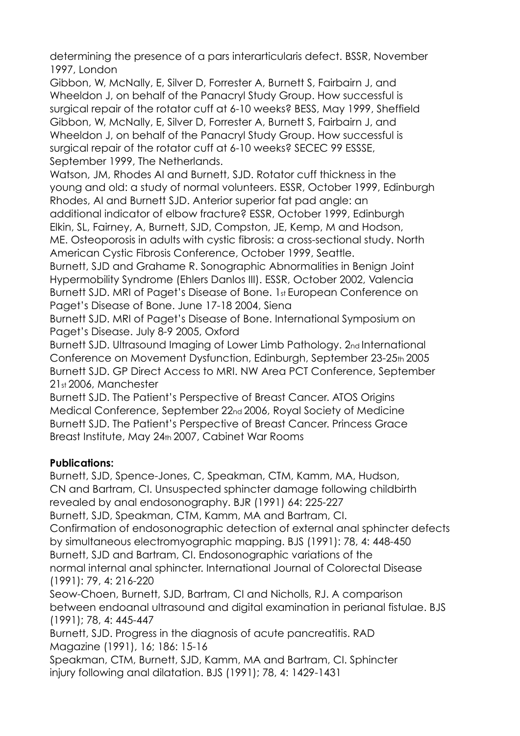determining the presence of a pars interarticularis defect. BSSR, November 1997, London

Gibbon, W, McNally, E, Silver D, Forrester A, Burnett S, Fairbairn J, and Wheeldon J, on behalf of the Panacryl Study Group. How successful is surgical repair of the rotator cuff at 6-10 weeks? BESS, May 1999, Sheffield

Gibbon, W, McNally, E, Silver D, Forrester A, Burnett S, Fairbairn J, and Wheeldon J, on behalf of the Panacryl Study Group. How successful is surgical repair of the rotator cuff at 6-10 weeks? SECEC 99 ESSSE, September 1999, The Netherlands.

Watson, JM, Rhodes AI and Burnett, SJD. Rotator cuff thickness in the young and old: a study of normal volunteers. ESSR, October 1999, Edinburgh

Rhodes, AI and Burnett SJD. Anterior superior fat pad angle: an additional indicator of elbow fracture? ESSR, October 1999, Edinburgh

Elkin, SL, Fairney, A, Burnett, SJD, Compston, JE, Kemp, M and Hodson, ME. Osteoporosis in adults with cystic fibrosis: a cross-sectional study. North American Cystic Fibrosis Conference, October 1999, Seattle.

Burnett, SJD and Grahame R. Sonographic Abnormalities in Benign Joint Hypermobility Syndrome (Ehlers Danlos III). ESSR, October 2002, Valencia

Burnett SJD. MRI of Paget's Disease of Bone. 1st European Conference on Paget's Disease of Bone. June 17-18 2004, Siena

Burnett SJD. MRI of Paget's Disease of Bone. International Symposium on Paget's Disease. July 8-9 2005, Oxford

Burnett SJD. Ultrasound Imaging of Lower Limb Pathology. 2nd International Conference on Movement Dysfunction, Edinburgh, September 23-25th 2005

Burnett SJD. GP Direct Access to MRI. NW Area PCT Conference, September 21st 2006, Manchester

Burnett SJD. The Patient's Perspective of Breast Cancer. ATOS Origins Medical Conference, September 22nd 2006, Royal Society of Medicine

Burnett SJD. The Patient's Perspective of Breast Cancer. Princess Grace Breast Institute, May 24th 2007, Cabinet War Rooms

**Publications:**

Burnett, SJD, Spence-Jones, C, Speakman, CTM, Kamm, MA, Hudson, CN and Bartram, CI. Unsuspected sphincter damage following childbirth revealed by anal endosonography. BJR (1991) 64: 225-227

Burnett, SJD, Speakman, CTM, Kamm, MA and Bartram, CI. Confirmation of endosonographic detection of external anal sphincter defects by simultaneous electromyographic mapping. BJS (1991): 78, 4: 448-450

Burnett, SJD and Bartram, CI. Endosonographic variations of the normal internal anal sphincter. International Journal of Colorectal Disease (1991): 79, 4: 216-220

Seow-Choen, Burnett, SJD, Bartram, CI and Nicholls, RJ. A comparison between endoanal ultrasound and digital examination in perianal fistulae. BJS (1991); 78, 4: 445-447

Burnett, SJD. Progress in the diagnosis of acute pancreatitis. RAD Magazine (1991), 16; 186: 15-16

Speakman, CTM, Burnett, SJD, Kamm, MA and Bartram, CI. Sphincter injury following anal dilatation. BJS (1991); 78, 4: 1429-1431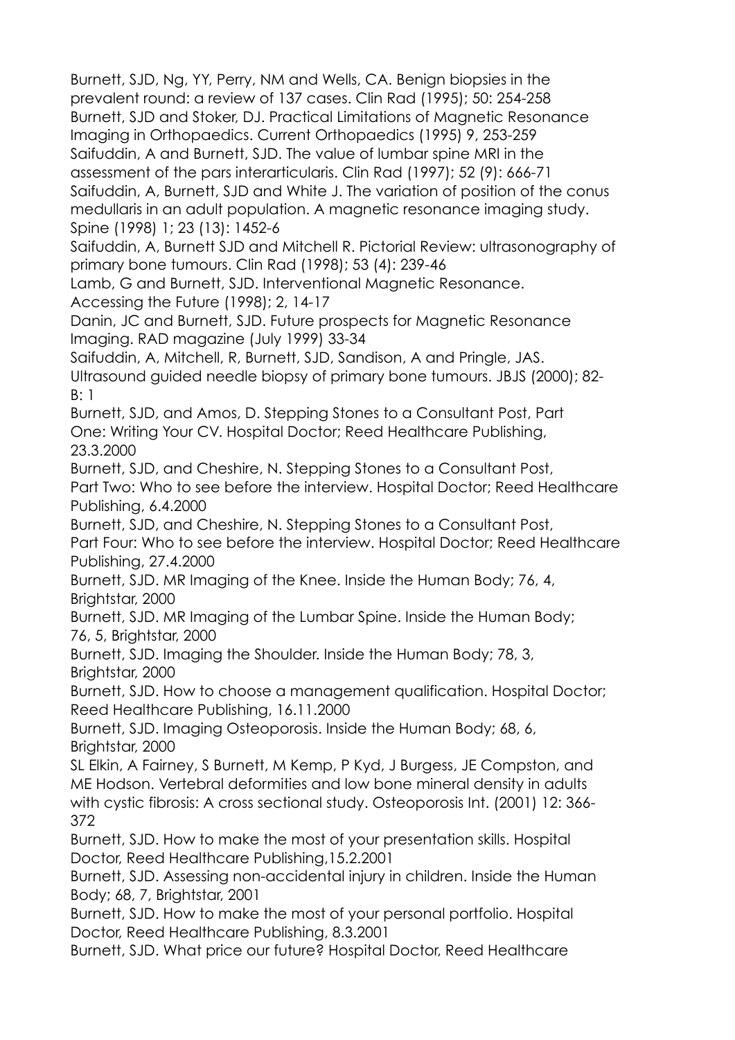Burnett, SJD, Ng, YY, Perry, NM and Wells, CA. Benign biopsies in the prevalent round: a review of 137 cases. Clin Rad (1995); 50: 254-258

Burnett, SJD and Stoker, DJ. Practical Limitations of Magnetic Resonance Imaging in Orthopaedics. Current Orthopaedics (1995) 9, 253-259

Saifuddin, A and Burnett, SJD. The value of lumbar spine MRI in the assessment of the pars interarticularis. Clin Rad (1997); 52 (9): 666-71

Saifuddin, A, Burnett, SJD and White J. The variation of position of the conus medullaris in an adult population. A magnetic resonance imaging study. Spine (1998) 1; 23 (13): 1452-6

Saifuddin, A, Burnett SJD and Mitchell R. Pictorial Review: ultrasonography of primary bone tumours. Clin Rad (1998); 53 (4): 239-46

Lamb, G and Burnett, SJD. Interventional Magnetic Resonance. Accessing the Future (1998); 2, 14-17

Danin, JC and Burnett, SJD. Future prospects for Magnetic Resonance Imaging. RAD magazine (July 1999) 33-34

Saifuddin, A, Mitchell, R, Burnett, SJD, Sandison, A and Pringle, JAS. Ultrasound guided needle biopsy of primary bone tumours. JBJS (2000); 82-B: 1

Burnett, SJD, and Amos, D. Stepping Stones to a Consultant Post, Part One: Writing Your CV. Hospital Doctor; Reed Healthcare Publishing, 23.3.2000

Burnett, SJD, and Cheshire, N. Stepping Stones to a Consultant Post, Part Two: Who to see before the interview. Hospital Doctor; Reed Healthcare Publishing, 6.4.2000

Burnett, SJD, and Cheshire, N. Stepping Stones to a Consultant Post, Part Four: Who to see before the interview. Hospital Doctor; Reed Healthcare Publishing, 27.4.2000

Burnett, SJD. MR Imaging of the Knee. Inside the Human Body; 76, 4, Brightstar, 2000

Burnett, SJD. MR Imaging of the Lumbar Spine. Inside the Human Body; 76, 5, Brightstar, 2000

Burnett, SJD. Imaging the Shoulder. Inside the Human Body; 78, 3, Brightstar, 2000

Burnett, SJD. How to choose a management qualification. Hospital Doctor; Reed Healthcare Publishing, 16.11.2000

Burnett, SJD. Imaging Osteoporosis. Inside the Human Body; 68, 6, Brightstar, 2000

SL Elkin, A Fairney, S Burnett, M Kemp, P Kyd, J Burgess, JE Compston, and ME Hodson. Vertebral deformities and low bone mineral density in adults with cystic fibrosis: A cross sectional study. Osteoporosis Int. (2001) 12: 366-372

Burnett, SJD. How to make the most of your presentation skills. Hospital Doctor, Reed Healthcare Publishing,15.2.2001

Burnett, SJD. Assessing non-accidental injury in children. Inside the Human Body; 68, 7, Brightstar, 2001

Burnett, SJD. How to make the most of your personal portfolio. Hospital Doctor, Reed Healthcare Publishing, 8.3.2001

Burnett, SJD. What price our future? Hospital Doctor, Reed Healthcare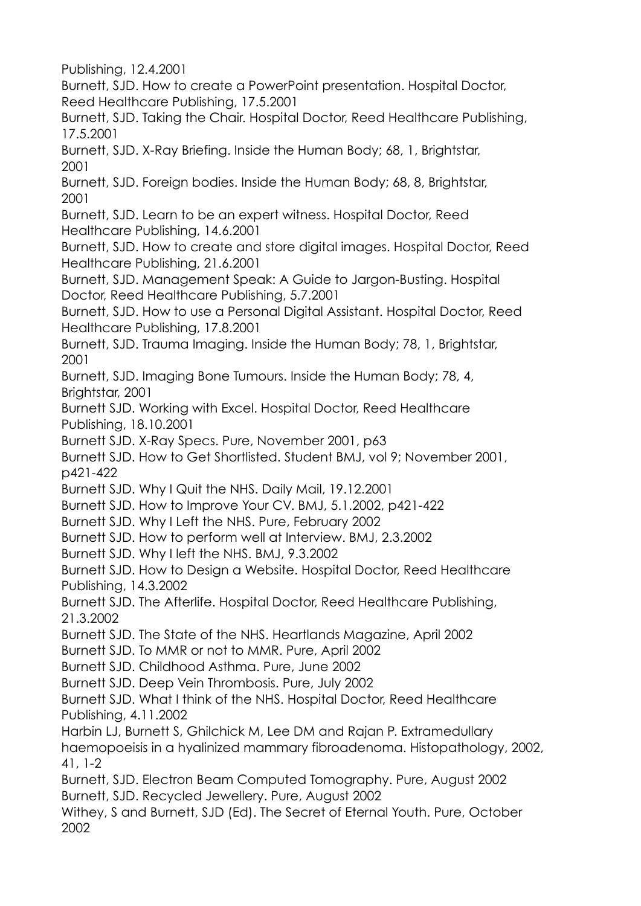Publishing, 12.4.2001

Burnett, SJD. How to create a PowerPoint presentation. Hospital Doctor, Reed Healthcare Publishing, 17.5.2001

Burnett, SJD. Taking the Chair. Hospital Doctor, Reed Healthcare Publishing, 17.5.2001

Burnett, SJD. X-Ray Briefing. Inside the Human Body; 68, 1, Brightstar, 2001

Burnett, SJD. Foreign bodies. Inside the Human Body; 68, 8, Brightstar, 2001

Burnett, SJD. Learn to be an expert witness. Hospital Doctor, Reed Healthcare Publishing, 14.6.2001

Burnett, SJD. How to create and store digital images. Hospital Doctor, Reed Healthcare Publishing, 21.6.2001

Burnett, SJD. Management Speak: A Guide to Jargon-Busting. Hospital Doctor, Reed Healthcare Publishing, 5.7.2001

Burnett, SJD. How to use a Personal Digital Assistant. Hospital Doctor, Reed Healthcare Publishing, 17.8.2001

Burnett, SJD. Trauma Imaging. Inside the Human Body; 78, 1, Brightstar, 2001

Burnett, SJD. Imaging Bone Tumours. Inside the Human Body; 78, 4, Brightstar, 2001

Burnett SJD. Working with Excel. Hospital Doctor, Reed Healthcare Publishing, 18.10.2001

Burnett SJD. X-Ray Specs. Pure, November 2001, p63

Burnett SJD. How to Get Shortlisted. Student BMJ, vol 9; November 2001, p421-422

Burnett SJD. Why I Quit the NHS. Daily Mail, 19.12.2001

Burnett SJD. How to Improve Your CV. BMJ, 5.1.2002, p421-422

Burnett SJD. Why I Left the NHS. Pure, February 2002

Burnett SJD. How to perform well at Interview. BMJ, 2.3.2002

Burnett SJD. Why I left the NHS. BMJ, 9.3.2002

Burnett SJD. How to Design a Website. Hospital Doctor, Reed Healthcare Publishing, 14.3.2002

Burnett SJD. The Afterlife. Hospital Doctor, Reed Healthcare Publishing, 21.3.2002

Burnett SJD. The State of the NHS. Heartlands Magazine, April 2002

Burnett SJD. To MMR or not to MMR. Pure, April 2002

Burnett SJD. Childhood Asthma. Pure, June 2002

Burnett SJD. Deep Vein Thrombosis. Pure, July 2002

Burnett SJD. What I think of the NHS. Hospital Doctor, Reed Healthcare Publishing, 4.11.2002

Harbin LJ, Burnett S, Ghilchick M, Lee DM and Rajan P. Extramedullary haemopoeisis in a hyalinized mammary fibroadenoma. Histopathology, 2002, 41, 1-2

Burnett, SJD. Electron Beam Computed Tomography. Pure, August 2002

Burnett, SJD. Recycled Jewellery. Pure, August 2002

Withey, S and Burnett, SJD (Ed). The Secret of Eternal Youth. Pure, October 2002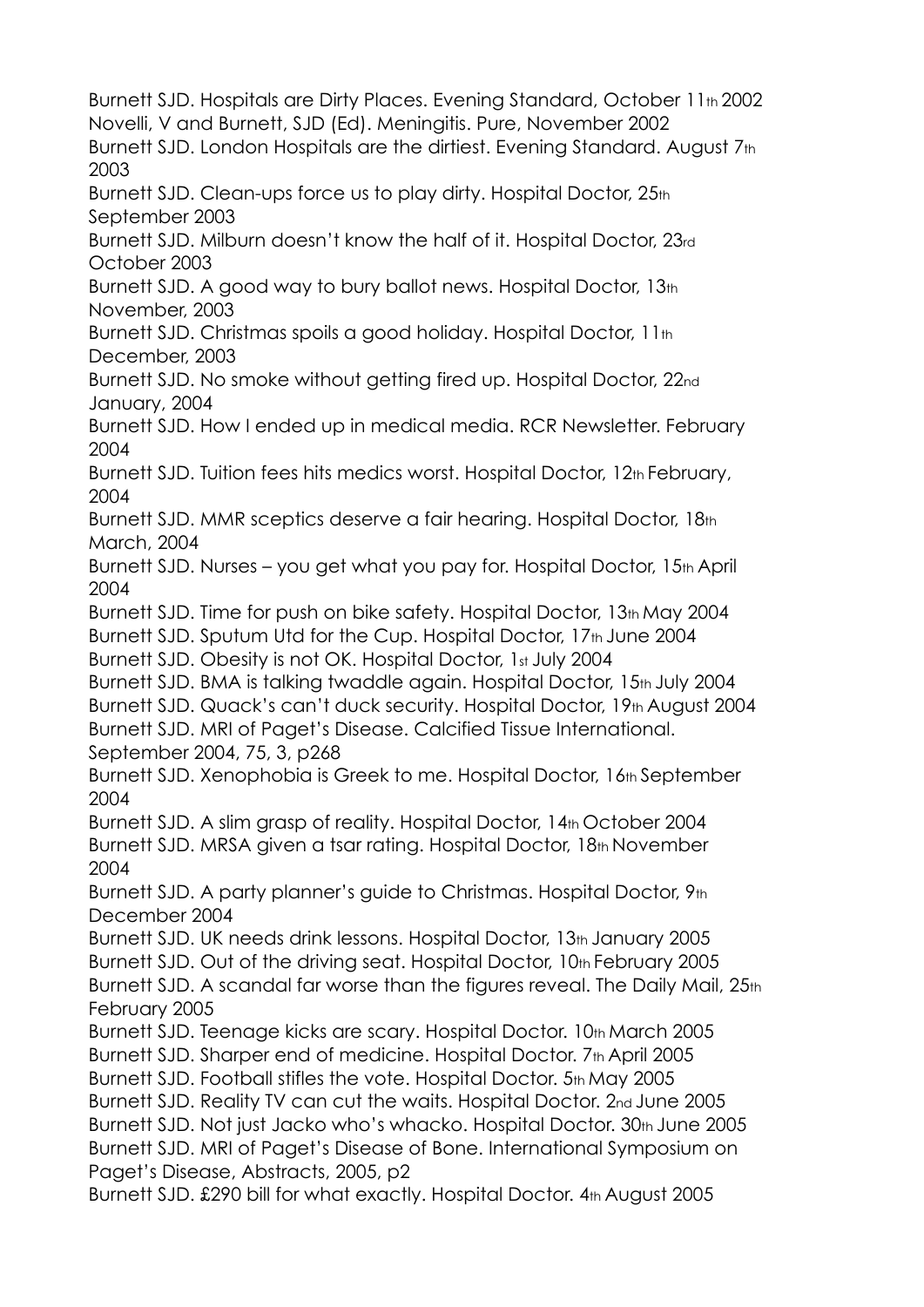Burnett SJD. Hospitals are Dirty Places. Evening Standard, October 11th 2002

Novelli, V and Burnett, SJD (Ed). Meningitis. Pure, November 2002

Burnett SJD. London Hospitals are the dirtiest. Evening Standard. August 7th 2003

Burnett SJD. Clean-ups force us to play dirty. Hospital Doctor, 25th September 2003

Burnett SJD. Milburn doesn't know the half of it. Hospital Doctor, 23rd October 2003

Burnett SJD. A good way to bury ballot news. Hospital Doctor, 13th November, 2003

Burnett SJD. Christmas spoils a good holiday. Hospital Doctor, 11th December, 2003

Burnett SJD. No smoke without getting fired up. Hospital Doctor, 22nd January, 2004

Burnett SJD. How I ended up in medical media. RCR Newsletter. February 2004

Burnett SJD. Tuition fees hits medics worst. Hospital Doctor, 12th February, 2004

Burnett SJD. MMR sceptics deserve a fair hearing. Hospital Doctor, 18th March, 2004

Burnett SJD. Nurses – you get what you pay for. Hospital Doctor, 15th April 2004

Burnett SJD. Time for push on bike safety. Hospital Doctor, 13th May 2004

Burnett SJD. Sputum Utd for the Cup. Hospital Doctor, 17th June 2004

Burnett SJD. Obesity is not OK. Hospital Doctor, 1st July 2004

Burnett SJD. BMA is talking twaddle again. Hospital Doctor, 15th July 2004

Burnett SJD. Quack's can't duck security. Hospital Doctor, 19th August 2004

Burnett SJD. MRI of Paget's Disease. Calcified Tissue International. September 2004, 75, 3, p268

Burnett SJD. Xenophobia is Greek to me. Hospital Doctor, 16th September 2004

Burnett SJD. A slim grasp of reality. Hospital Doctor, 14th October 2004

Burnett SJD. MRSA given a tsar rating. Hospital Doctor, 18th November 2004

Burnett SJD. A party planner's guide to Christmas. Hospital Doctor, 9th December 2004

Burnett SJD. UK needs drink lessons. Hospital Doctor, 13th January 2005

Burnett SJD. Out of the driving seat. Hospital Doctor, 10th February 2005

Burnett SJD. A scandal far worse than the figures reveal. The Daily Mail, 25th February 2005

Burnett SJD. Teenage kicks are scary. Hospital Doctor. 10th March 2005

Burnett SJD. Sharper end of medicine. Hospital Doctor. 7th April 2005

Burnett SJD. Football stifles the vote. Hospital Doctor. 5th May 2005

Burnett SJD. Reality TV can cut the waits. Hospital Doctor. 2nd June 2005

Burnett SJD. Not just Jacko who's whacko. Hospital Doctor. 30th June 2005

Burnett SJD. MRI of Paget's Disease of Bone. International Symposium on Paget's Disease, Abstracts, 2005, p2

Burnett SJD. £290 bill for what exactly. Hospital Doctor. 4th August 2005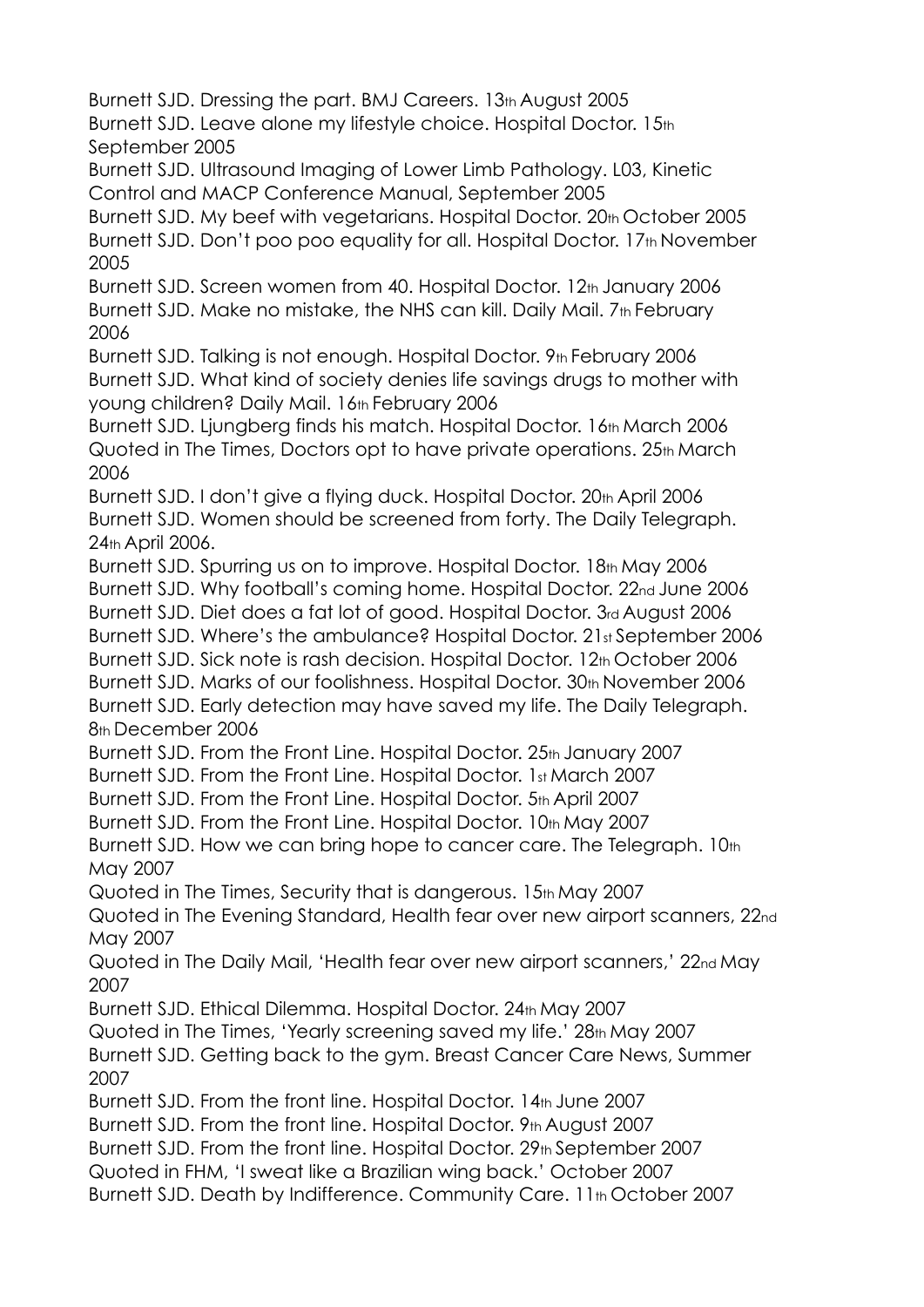Burnett SJD. Dressing the part. BMJ Careers. 13th August 2005

Burnett SJD. Leave alone my lifestyle choice. Hospital Doctor. 15th September 2005

Burnett SJD. Ultrasound Imaging of Lower Limb Pathology. L03, Kinetic Control and MACP Conference Manual, September 2005

Burnett SJD. My beef with vegetarians. Hospital Doctor. 20th October 2005

Burnett SJD. Don't poo poo equality for all. Hospital Doctor. 17th November 2005

Burnett SJD. Screen women from 40. Hospital Doctor. 12th January 2006

Burnett SJD. Make no mistake, the NHS can kill. Daily Mail. 7th February 2006

Burnett SJD. Talking is not enough. Hospital Doctor. 9th February 2006

Burnett SJD. What kind of society denies life savings drugs to mother with young children? Daily Mail. 16th February 2006

Burnett SJD. Ljungberg finds his match. Hospital Doctor. 16th March 2006

Quoted in The Times, Doctors opt to have private operations. 25th March 2006

Burnett SJD. I don't give a flying duck. Hospital Doctor. 20th April 2006

Burnett SJD. Women should be screened from forty. The Daily Telegraph. 24th April 2006.

Burnett SJD. Spurring us on to improve. Hospital Doctor. 18th May 2006

Burnett SJD. Why football's coming home. Hospital Doctor. 22nd June 2006

Burnett SJD. Diet does a fat lot of good. Hospital Doctor. 3rd August 2006

Burnett SJD. Where's the ambulance? Hospital Doctor. 21st September 2006

Burnett SJD. Sick note is rash decision. Hospital Doctor. 12th October 2006

Burnett SJD. Marks of our foolishness. Hospital Doctor. 30th November 2006

Burnett SJD. Early detection may have saved my life. The Daily Telegraph. 8th December 2006

Burnett SJD. From the Front Line. Hospital Doctor. 25th January 2007

Burnett SJD. From the Front Line. Hospital Doctor. 1st March 2007

Burnett SJD. From the Front Line. Hospital Doctor. 5th April 2007

Burnett SJD. From the Front Line. Hospital Doctor. 10th May 2007

Burnett SJD. How we can bring hope to cancer care. The Telegraph. 10th May 2007

Quoted in The Times, Security that is dangerous. 15th May 2007

Quoted in The Evening Standard, Health fear over new airport scanners, 22nd May 2007

Quoted in The Daily Mail, 'Health fear over new airport scanners,' 22nd May 2007

Burnett SJD. Ethical Dilemma. Hospital Doctor. 24th May 2007

Quoted in The Times, 'Yearly screening saved my life.' 28th May 2007

Burnett SJD. Getting back to the gym. Breast Cancer Care News, Summer 2007

Burnett SJD. From the front line. Hospital Doctor. 14th June 2007

Burnett SJD. From the front line. Hospital Doctor. 9th August 2007

Burnett SJD. From the front line. Hospital Doctor. 29th September 2007

Quoted in FHM, 'I sweat like a Brazilian wing back.' October 2007

Burnett SJD. Death by Indifference. Community Care. 11th October 2007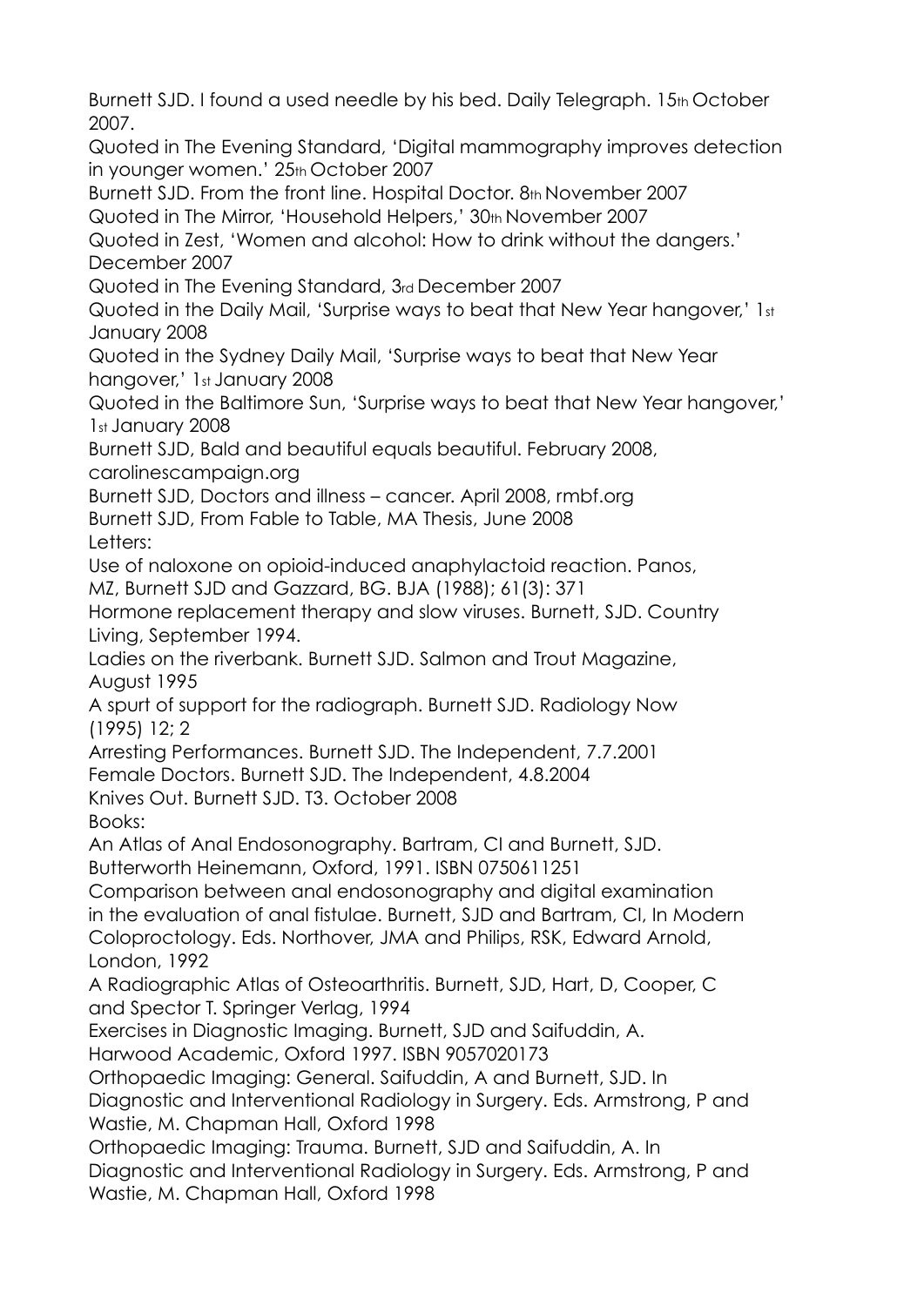Burnett SJD. I found a used needle by his bed. Daily Telegraph. 15th October 2007.

Quoted in The Evening Standard, 'Digital mammography improves detection in younger women.' 25th October 2007

Burnett SJD. From the front line. Hospital Doctor. 8th November 2007

Quoted in The Mirror, 'Household Helpers,' 30th November 2007

Quoted in Zest, 'Women and alcohol: How to drink without the dangers.' December 2007

Quoted in The Evening Standard, 3rd December 2007

Quoted in the Daily Mail, 'Surprise ways to beat that New Year hangover,' 1st January 2008

Quoted in the Sydney Daily Mail, 'Surprise ways to beat that New Year hangover,' 1st January 2008

Quoted in the Baltimore Sun, 'Surprise ways to beat that New Year hangover,' 1st January 2008

Burnett SJD, Bald and beautiful equals beautiful. February 2008, carolinescampaign.org

Burnett SJD, Doctors and illness – cancer. April 2008, rmbf.org

Burnett SJD, From Fable to Table, MA Thesis, June 2008

Letters:

Use of naloxone on opioid-induced anaphylactoid reaction. Panos, MZ, Burnett SJD and Gazzard, BG. BJA (1988); 61(3): 371

Hormone replacement therapy and slow viruses. Burnett, SJD. Country Living, September 1994.

Ladies on the riverbank. Burnett SJD. Salmon and Trout Magazine, August 1995

A spurt of support for the radiograph. Burnett SJD. Radiology Now (1995) 12; 2

Arresting Performances. Burnett SJD. The Independent, 7.7.2001

Female Doctors. Burnett SJD. The Independent, 4.8.2004

Knives Out. Burnett SJD. T3. October 2008

Books:

An Atlas of Anal Endosonography. Bartram, CI and Burnett, SJD. Butterworth Heinemann, Oxford, 1991. ISBN 0750611251

Comparison between anal endosonography and digital examination in the evaluation of anal fistulae. Burnett, SJD and Bartram, CI, In Modern Coloproctology. Eds. Northover, JMA and Philips, RSK, Edward Arnold, London, 1992

A Radiographic Atlas of Osteoarthritis. Burnett, SJD, Hart, D, Cooper, C and Spector T. Springer Verlag, 1994

Exercises in Diagnostic Imaging. Burnett, SJD and Saifuddin, A. Harwood Academic, Oxford 1997. ISBN 9057020173

Orthopaedic Imaging: General. Saifuddin, A and Burnett, SJD. In Diagnostic and Interventional Radiology in Surgery. Eds. Armstrong, P and Wastie, M. Chapman Hall, Oxford 1998

Orthopaedic Imaging: Trauma. Burnett, SJD and Saifuddin, A. In Diagnostic and Interventional Radiology in Surgery. Eds. Armstrong, P and Wastie, M. Chapman Hall, Oxford 1998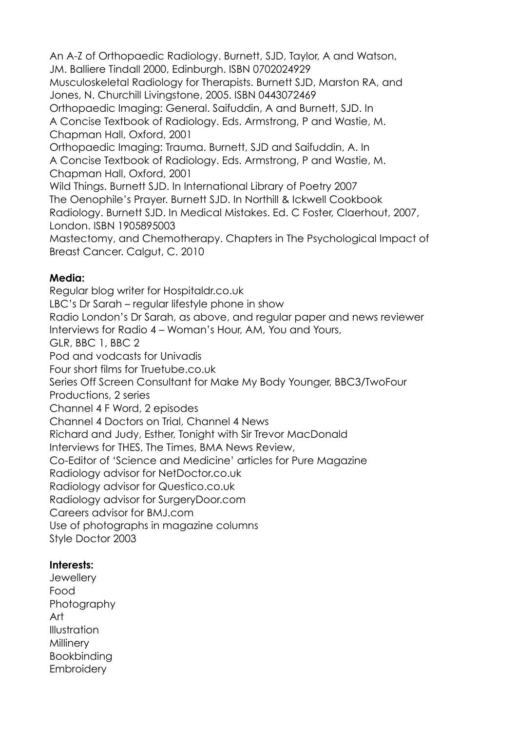An A-Z of Orthopaedic Radiology. Burnett, SJD, Taylor, A and Watson, JM. Balliere Tindall 2000, Edinburgh. ISBN 0702024929

Musculoskeletal Radiology for Therapists. Burnett SJD, Marston RA, and Jones, N. Churchill Livingstone, 2005. ISBN 0443072469

Orthopaedic Imaging: General. Saifuddin, A and Burnett, SJD. In A Concise Textbook of Radiology. Eds. Armstrong, P and Wastie, M. Chapman Hall, Oxford, 2001

Orthopaedic Imaging: Trauma. Burnett, SJD and Saifuddin, A. In A Concise Textbook of Radiology. Eds. Armstrong, P and Wastie, M. Chapman Hall, Oxford, 2001

Wild Things. Burnett SJD. In International Library of Poetry 2007

The Oenophile's Prayer. Burnett SJD. In Northill & Ickwell Cookbook

Radiology. Burnett SJD. In Medical Mistakes. Ed. C Foster, Claerhout, 2007, London. ISBN 1905895003

Mastectomy, and Chemotherapy. Chapters in The Psychological Impact of Breast Cancer. Calgut, C. 2010

**Media:**

Regular blog writer for Hospitaldr.co.uk
LBC's Dr Sarah – regular lifestyle phone in show
Radio London's Dr Sarah, as above, and regular paper and news reviewer
Interviews for Radio 4 – Woman's Hour, AM, You and Yours,
GLR, BBC 1, BBC 2
Pod and vodcasts for Univadis
Four short films for Truetube.co.uk
Series Off Screen Consultant for Make My Body Younger, BBC3/TwoFour Productions, 2 series
Channel 4 F Word, 2 episodes
Channel 4 Doctors on Trial, Channel 4 News
Richard and Judy, Esther, Tonight with Sir Trevor MacDonald
Interviews for THES, The Times, BMA News Review,
Co-Editor of 'Science and Medicine' articles for Pure Magazine
Radiology advisor for NetDoctor.co.uk
Radiology advisor for Questico.co.uk
Radiology advisor for SurgeryDoor.com
Careers advisor for BMJ.com
Use of photographs in magazine columns
Style Doctor 2003

**Interests:**

Jewellery
Food
Photography
Art
Illustration
Millinery
Bookbinding
Embroidery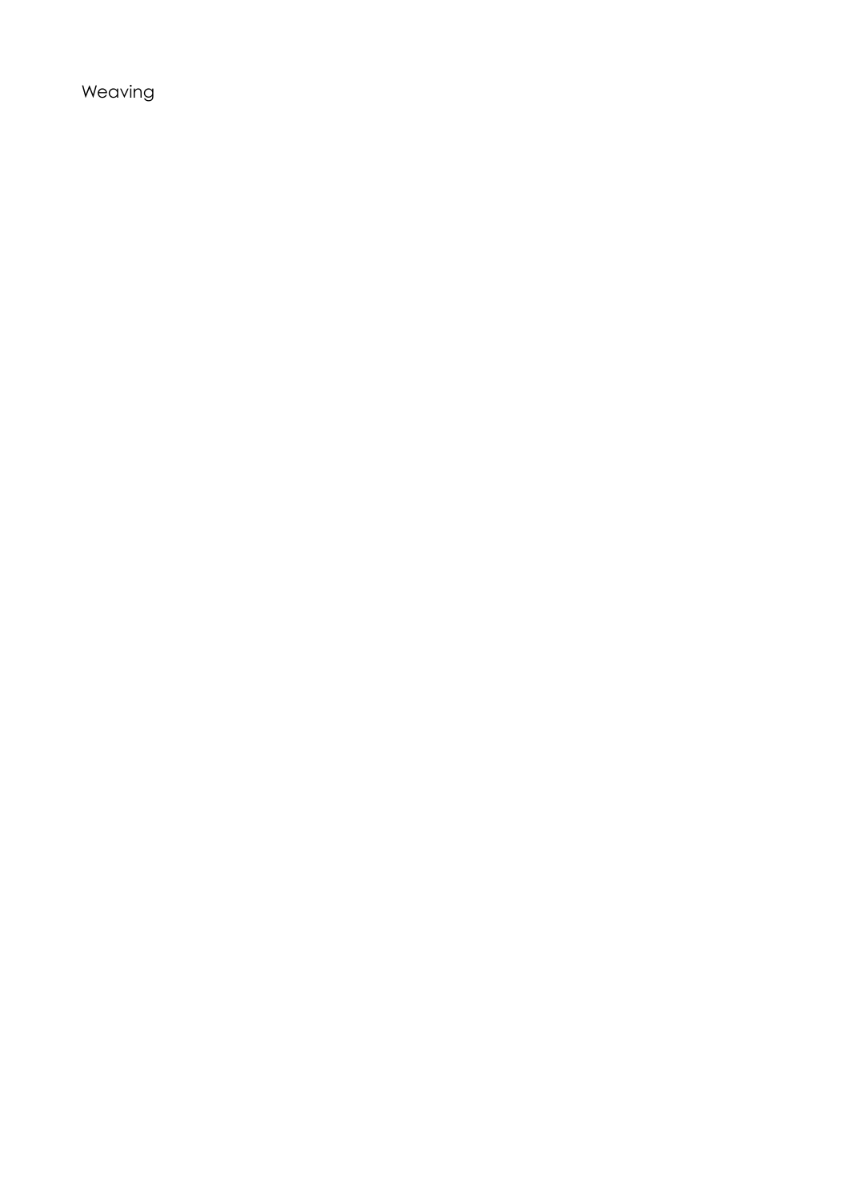Weaving